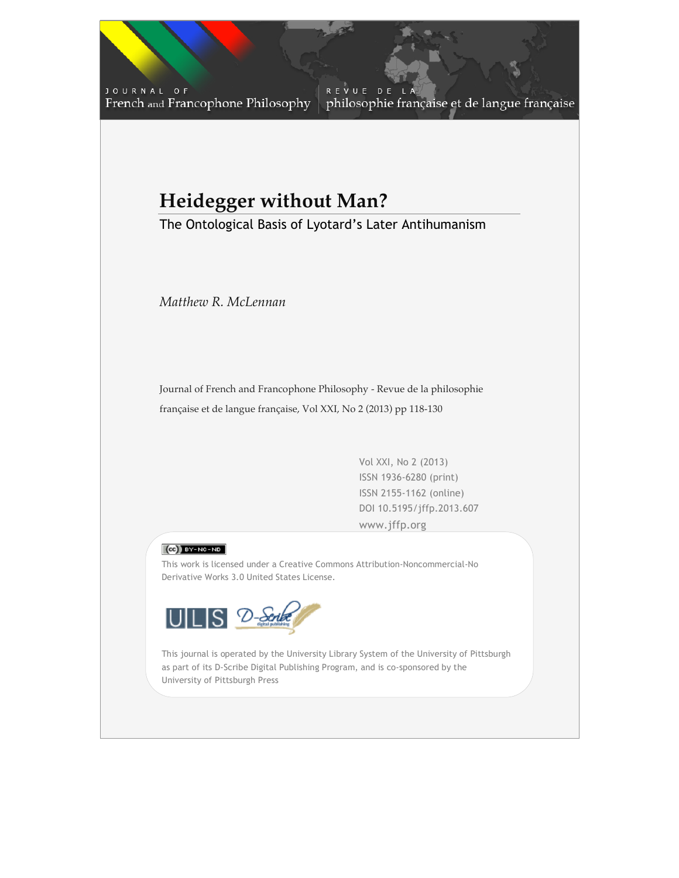JOURNAL OF
French and Francophone Philosophy

REVUE DE LA
philosophie française et de langue française

# Heidegger without Man?

## The Ontological Basis of Lyotard's Later Antihumanism

*Matthew R. McLennan*

Journal of French and Francophone Philosophy - Revue de la philosophie française et de langue française, Vol XXI, No 2 (2013) pp 118-130

Vol XXI, No 2 (2013)
ISSN 1936-6280 (print)
ISSN 2155-1162 (online)
DOI 10.5195/jffp.2013.607
www.jffp.org

This work is licensed under a Creative Commons Attribution-Noncommercial-No Derivative Works 3.0 United States License.

This journal is operated by the University Library System of the University of Pittsburgh as part of its D-Scribe Digital Publishing Program, and is co-sponsored by the University of Pittsburgh Press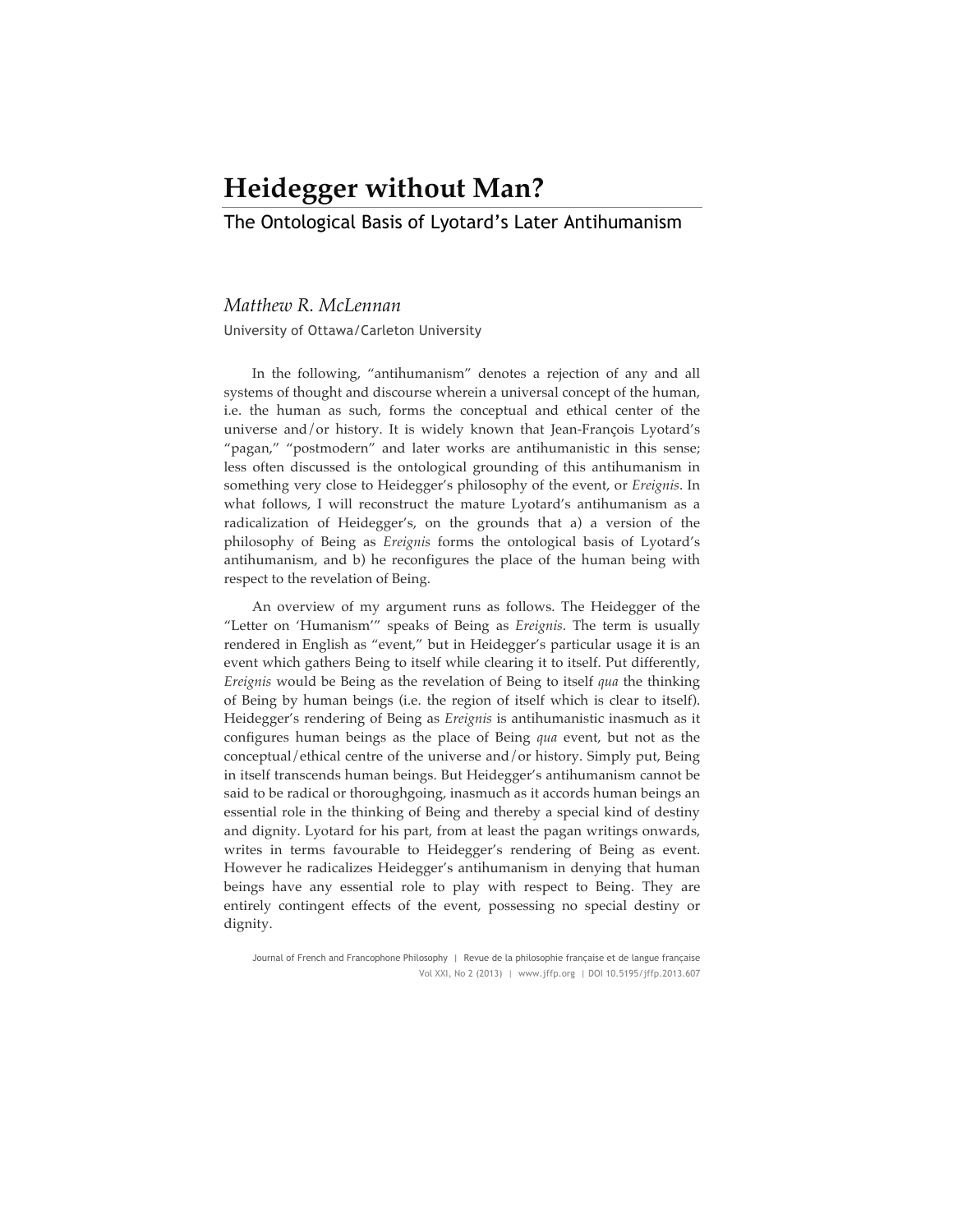# Heidegger without Man?

## The Ontological Basis of Lyotard's Later Antihumanism

*Matthew R. McLennan*

University of Ottawa/Carleton University

In the following, "antihumanism" denotes a rejection of any and all systems of thought and discourse wherein a universal concept of the human, i.e. the human as such, forms the conceptual and ethical center of the universe and/or history. It is widely known that Jean-François Lyotard's "pagan," "postmodern" and later works are antihumanistic in this sense; less often discussed is the ontological grounding of this antihumanism in something very close to Heidegger's philosophy of the event, or *Ereignis*. In what follows, I will reconstruct the mature Lyotard's antihumanism as a radicalization of Heidegger's, on the grounds that a) a version of the philosophy of Being as *Ereignis* forms the ontological basis of Lyotard's antihumanism, and b) he reconfigures the place of the human being with respect to the revelation of Being.

An overview of my argument runs as follows. The Heidegger of the "Letter on 'Humanism'" speaks of Being as *Ereignis*. The term is usually rendered in English as "event," but in Heidegger's particular usage it is an event which gathers Being to itself while clearing it to itself. Put differently, *Ereignis* would be Being as the revelation of Being to itself *qua* the thinking of Being by human beings (i.e. the region of itself which is clear to itself). Heidegger's rendering of Being as *Ereignis* is antihumanistic inasmuch as it configures human beings as the place of Being *qua* event, but not as the conceptual/ethical centre of the universe and/or history. Simply put, Being in itself transcends human beings. But Heidegger's antihumanism cannot be said to be radical or thoroughgoing, inasmuch as it accords human beings an essential role in the thinking of Being and thereby a special kind of destiny and dignity. Lyotard for his part, from at least the pagan writings onwards, writes in terms favourable to Heidegger's rendering of Being as event. However he radicalizes Heidegger's antihumanism in denying that human beings have any essential role to play with respect to Being. They are entirely contingent effects of the event, possessing no special destiny or dignity.

Journal of French and Francophone Philosophy | Revue de la philosophie française et de langue française
Vol XXI, No 2 (2013) | www.jffp.org | DOI 10.5195/jffp.2013.607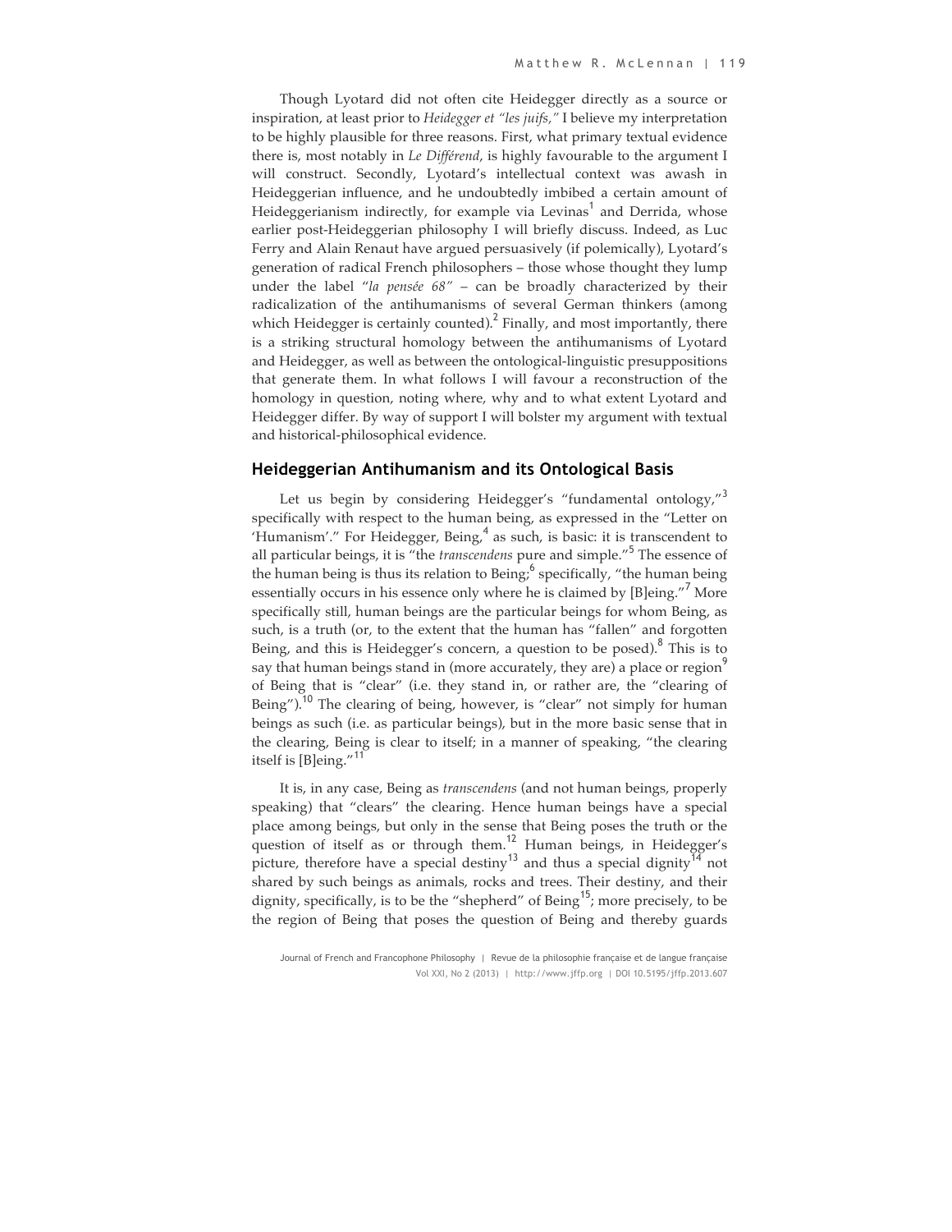Though Lyotard did not often cite Heidegger directly as a source or inspiration, at least prior to *Heidegger et "les juifs,"* I believe my interpretation to be highly plausible for three reasons. First, what primary textual evidence there is, most notably in *Le Différend*, is highly favourable to the argument I will construct. Secondly, Lyotard's intellectual context was awash in Heideggerian influence, and he undoubtedly imbibed a certain amount of Heideggerianism indirectly, for example via Levinas[1] and Derrida, whose earlier post-Heideggerian philosophy I will briefly discuss. Indeed, as Luc Ferry and Alain Renaut have argued persuasively (if polemically), Lyotard's generation of radical French philosophers – those whose thought they lump under the label "*la pensée 68*" – can be broadly characterized by their radicalization of the antihumanisms of several German thinkers (among which Heidegger is certainly counted).[2] Finally, and most importantly, there is a striking structural homology between the antihumanisms of Lyotard and Heidegger, as well as between the ontological-linguistic presuppositions that generate them. In what follows I will favour a reconstruction of the homology in question, noting where, why and to what extent Lyotard and Heidegger differ. By way of support I will bolster my argument with textual and historical-philosophical evidence.

## Heideggerian Antihumanism and its Ontological Basis

Let us begin by considering Heidegger's "fundamental ontology,"[3] specifically with respect to the human being, as expressed in the "Letter on 'Humanism'." For Heidegger, Being,[4] as such, is basic: it is transcendent to all particular beings, it is "the *transcendens* pure and simple."[5] The essence of the human being is thus its relation to Being;[6] specifically, "the human being essentially occurs in his essence only where he is claimed by [B]eing."[7] More specifically still, human beings are the particular beings for whom Being, as such, is a truth (or, to the extent that the human has "fallen" and forgotten Being, and this is Heidegger's concern, a question to be posed).[8] This is to say that human beings stand in (more accurately, they are) a place or region[9] of Being that is "clear" (i.e. they stand in, or rather are, the "clearing of Being").[10] The clearing of being, however, is "clear" not simply for human beings as such (i.e. as particular beings), but in the more basic sense that in the clearing, Being is clear to itself; in a manner of speaking, "the clearing itself is [B]eing."[11]

It is, in any case, Being as *transcendens* (and not human beings, properly speaking) that "clears" the clearing. Hence human beings have a special place among beings, but only in the sense that Being poses the truth or the question of itself as or through them.[12] Human beings, in Heidegger's picture, therefore have a special destiny[13] and thus a special dignity[14] not shared by such beings as animals, rocks and trees. Their destiny, and their dignity, specifically, is to be the "shepherd" of Being[15]; more precisely, to be the region of Being that poses the question of Being and thereby guards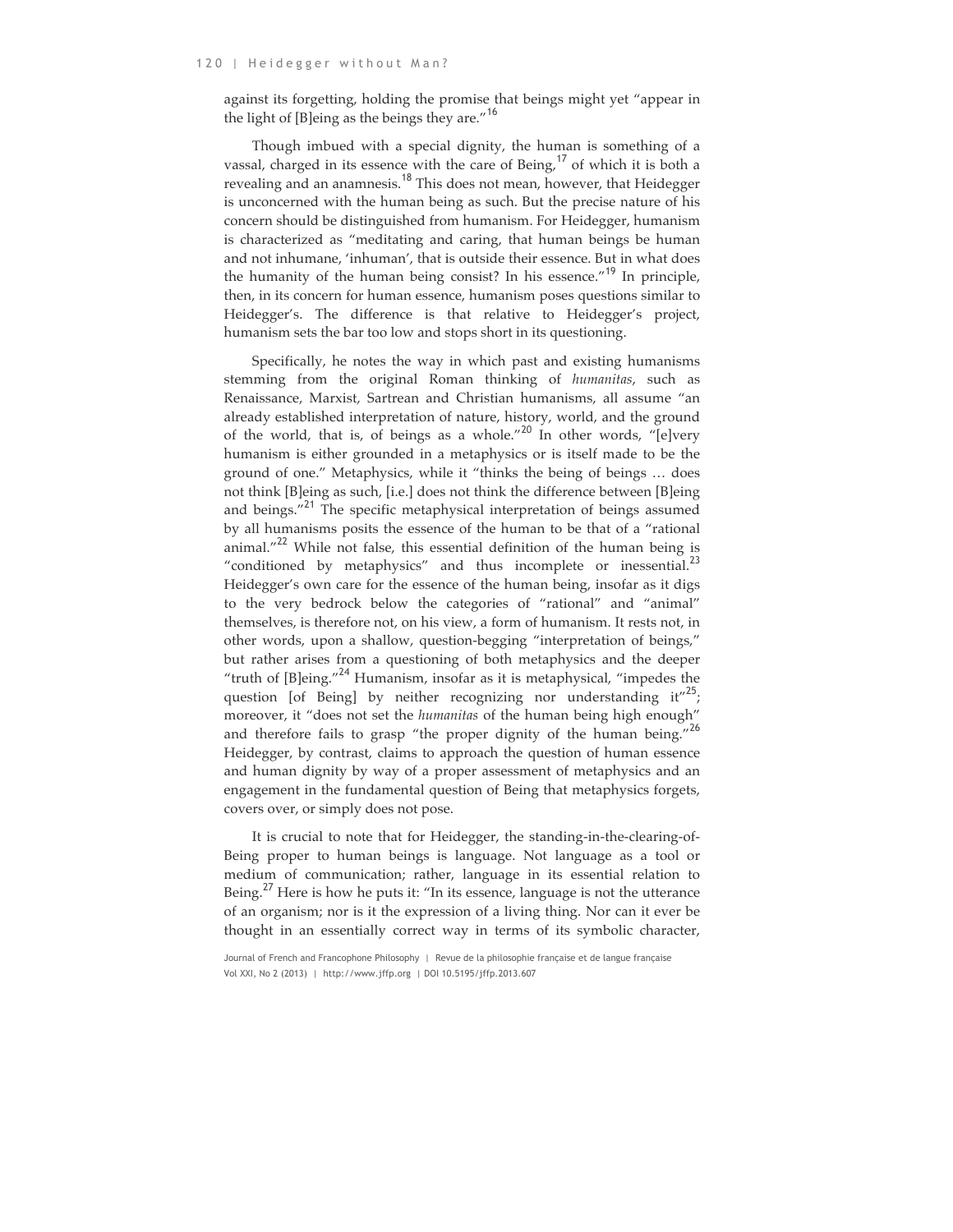against its forgetting, holding the promise that beings might yet "appear in the light of [B]eing as the beings they are."[16]

Though imbued with a special dignity, the human is something of a vassal, charged in its essence with the care of Being,[17] of which it is both a revealing and an anamnesis.[18] This does not mean, however, that Heidegger is unconcerned with the human being as such. But the precise nature of his concern should be distinguished from humanism. For Heidegger, humanism is characterized as "meditating and caring, that human beings be human and not inhumane, 'inhuman', that is outside their essence. But in what does the humanity of the human being consist? In his essence."[19] In principle, then, in its concern for human essence, humanism poses questions similar to Heidegger's. The difference is that relative to Heidegger's project, humanism sets the bar too low and stops short in its questioning.

Specifically, he notes the way in which past and existing humanisms stemming from the original Roman thinking of *humanitas*, such as Renaissance, Marxist, Sartrean and Christian humanisms, all assume "an already established interpretation of nature, history, world, and the ground of the world, that is, of beings as a whole."[20] In other words, "[e]very humanism is either grounded in a metaphysics or is itself made to be the ground of one." Metaphysics, while it "thinks the being of beings … does not think [B]eing as such, [i.e.] does not think the difference between [B]eing and beings."[21] The specific metaphysical interpretation of beings assumed by all humanisms posits the essence of the human to be that of a "rational animal."[22] While not false, this essential definition of the human being is "conditioned by metaphysics" and thus incomplete or inessential.[23] Heidegger's own care for the essence of the human being, insofar as it digs to the very bedrock below the categories of "rational" and "animal" themselves, is therefore not, on his view, a form of humanism. It rests not, in other words, upon a shallow, question-begging "interpretation of beings," but rather arises from a questioning of both metaphysics and the deeper "truth of [B]eing."[24] Humanism, insofar as it is metaphysical, "impedes the question [of Being] by neither recognizing nor understanding it"[25]; moreover, it "does not set the *humanitas* of the human being high enough" and therefore fails to grasp "the proper dignity of the human being."[26] Heidegger, by contrast, claims to approach the question of human essence and human dignity by way of a proper assessment of metaphysics and an engagement in the fundamental question of Being that metaphysics forgets, covers over, or simply does not pose.

It is crucial to note that for Heidegger, the standing-in-the-clearing-of-Being proper to human beings is language. Not language as a tool or medium of communication; rather, language in its essential relation to Being.[27] Here is how he puts it: "In its essence, language is not the utterance of an organism; nor is it the expression of a living thing. Nor can it ever be thought in an essentially correct way in terms of its symbolic character,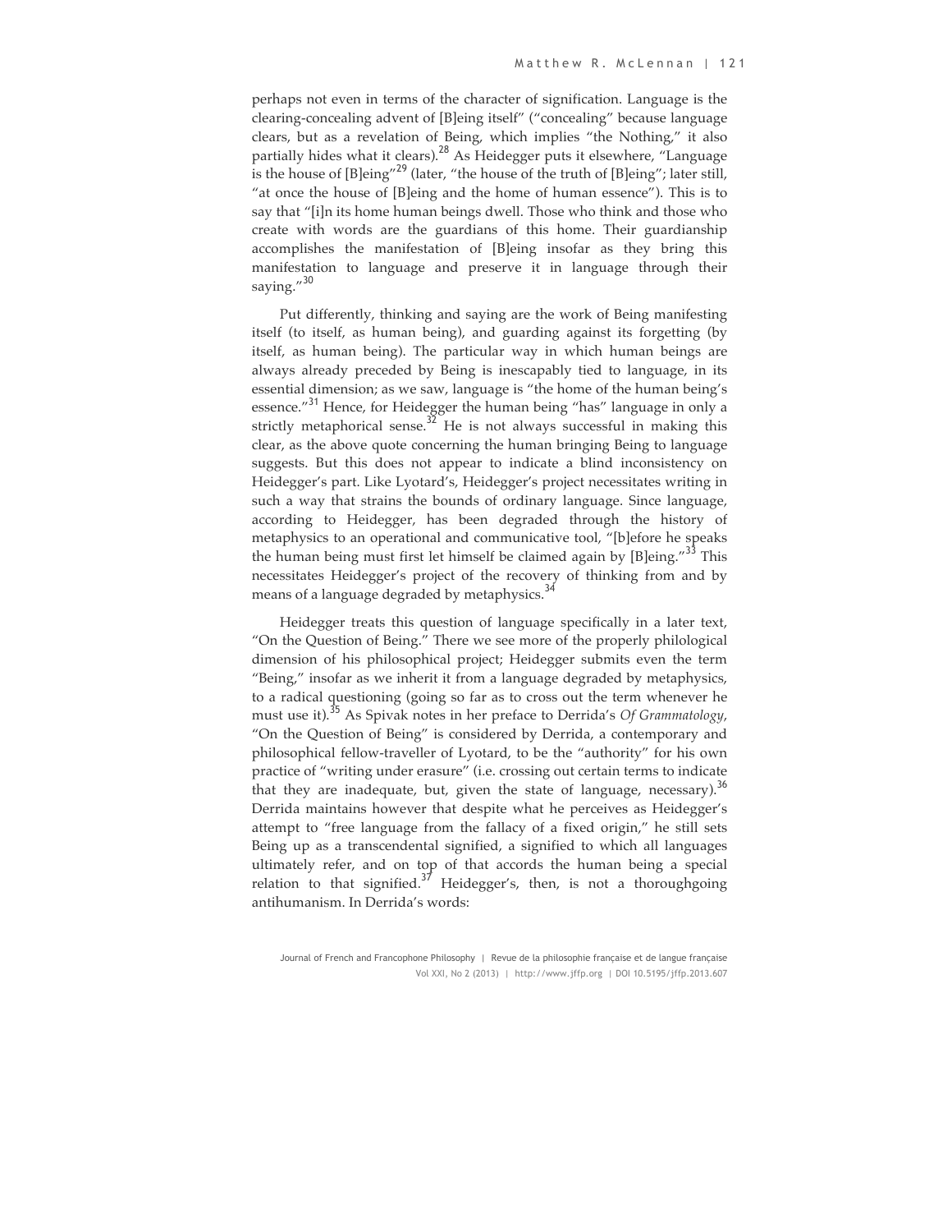perhaps not even in terms of the character of signification. Language is the clearing-concealing advent of [B]eing itself" ("concealing" because language clears, but as a revelation of Being, which implies "the Nothing," it also partially hides what it clears).[28] As Heidegger puts it elsewhere, "Language is the house of [B]eing"[29] (later, "the house of the truth of [B]eing"; later still, "at once the house of [B]eing and the home of human essence"). This is to say that "[i]n its home human beings dwell. Those who think and those who create with words are the guardians of this home. Their guardianship accomplishes the manifestation of [B]eing insofar as they bring this manifestation to language and preserve it in language through their saying."[30]

Put differently, thinking and saying are the work of Being manifesting itself (to itself, as human being), and guarding against its forgetting (by itself, as human being). The particular way in which human beings are always already preceded by Being is inescapably tied to language, in its essential dimension; as we saw, language is "the home of the human being's essence."[31] Hence, for Heidegger the human being "has" language in only a strictly metaphorical sense.[32] He is not always successful in making this clear, as the above quote concerning the human bringing Being to language suggests. But this does not appear to indicate a blind inconsistency on Heidegger's part. Like Lyotard's, Heidegger's project necessitates writing in such a way that strains the bounds of ordinary language. Since language, according to Heidegger, has been degraded through the history of metaphysics to an operational and communicative tool, "[b]efore he speaks the human being must first let himself be claimed again by [B]eing."[33] This necessitates Heidegger's project of the recovery of thinking from and by means of a language degraded by metaphysics.[34]

Heidegger treats this question of language specifically in a later text, "On the Question of Being." There we see more of the properly philological dimension of his philosophical project; Heidegger submits even the term "Being," insofar as we inherit it from a language degraded by metaphysics, to a radical questioning (going so far as to cross out the term whenever he must use it).[35] As Spivak notes in her preface to Derrida's *Of Grammatology*, "On the Question of Being" is considered by Derrida, a contemporary and philosophical fellow-traveller of Lyotard, to be the "authority" for his own practice of "writing under erasure" (i.e. crossing out certain terms to indicate that they are inadequate, but, given the state of language, necessary).[36] Derrida maintains however that despite what he perceives as Heidegger's attempt to "free language from the fallacy of a fixed origin," he still sets Being up as a transcendental signified, a signified to which all languages ultimately refer, and on top of that accords the human being a special relation to that signified.[37] Heidegger's, then, is not a thoroughgoing antihumanism. In Derrida's words: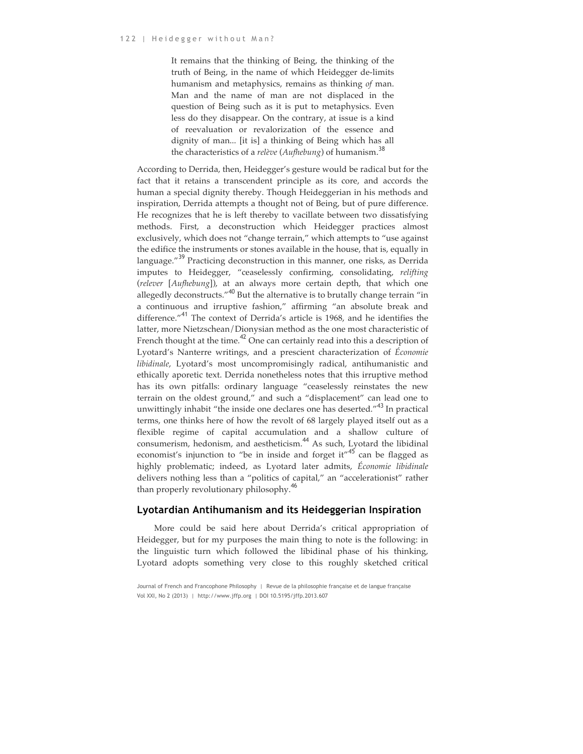> It remains that the thinking of Being, the thinking of the truth of Being, in the name of which Heidegger de-limits humanism and metaphysics, remains as thinking *of* man. Man and the name of man are not displaced in the question of Being such as it is put to metaphysics. Even less do they disappear. On the contrary, at issue is a kind of reevaluation or revalorization of the essence and dignity of man... [it is] a thinking of Being which has all the characteristics of a *relève* (*Aufhebung*) of humanism.[38]

According to Derrida, then, Heidegger's gesture would be radical but for the fact that it retains a transcendent principle as its core, and accords the human a special dignity thereby. Though Heideggerian in his methods and inspiration, Derrida attempts a thought not of Being, but of pure difference. He recognizes that he is left thereby to vacillate between two dissatisfying methods. First, a deconstruction which Heidegger practices almost exclusively, which does not "change terrain," which attempts to "use against the edifice the instruments or stones available in the house, that is, equally in language."[39] Practicing deconstruction in this manner, one risks, as Derrida imputes to Heidegger, "ceaselessly confirming, consolidating, *relifting* (*relever* [*Aufhebung*]), at an always more certain depth, that which one allegedly deconstructs."[40] But the alternative is to brutally change terrain "in a continuous and irruptive fashion," affirming "an absolute break and difference."[41] The context of Derrida's article is 1968, and he identifies the latter, more Nietzschean/Dionysian method as the one most characteristic of French thought at the time.[42] One can certainly read into this a description of Lyotard's Nanterre writings, and a prescient characterization of *Économie libidinale*, Lyotard's most uncompromisingly radical, antihumanistic and ethically aporetic text. Derrida nonetheless notes that this irruptive method has its own pitfalls: ordinary language "ceaselessly reinstates the new terrain on the oldest ground," and such a "displacement" can lead one to unwittingly inhabit "the inside one declares one has deserted."[43] In practical terms, one thinks here of how the revolt of 68 largely played itself out as a flexible regime of capital accumulation and a shallow culture of consumerism, hedonism, and aestheticism.[44] As such, Lyotard the libidinal economist's injunction to "be in inside and forget it"[45] can be flagged as highly problematic; indeed, as Lyotard later admits, *Économie libidinale* delivers nothing less than a "politics of capital," an "accelerationist" rather than properly revolutionary philosophy.[46]

## Lyotardian Antihumanism and its Heideggerian Inspiration

More could be said here about Derrida's critical appropriation of Heidegger, but for my purposes the main thing to note is the following: in the linguistic turn which followed the libidinal phase of his thinking, Lyotard adopts something very close to this roughly sketched critical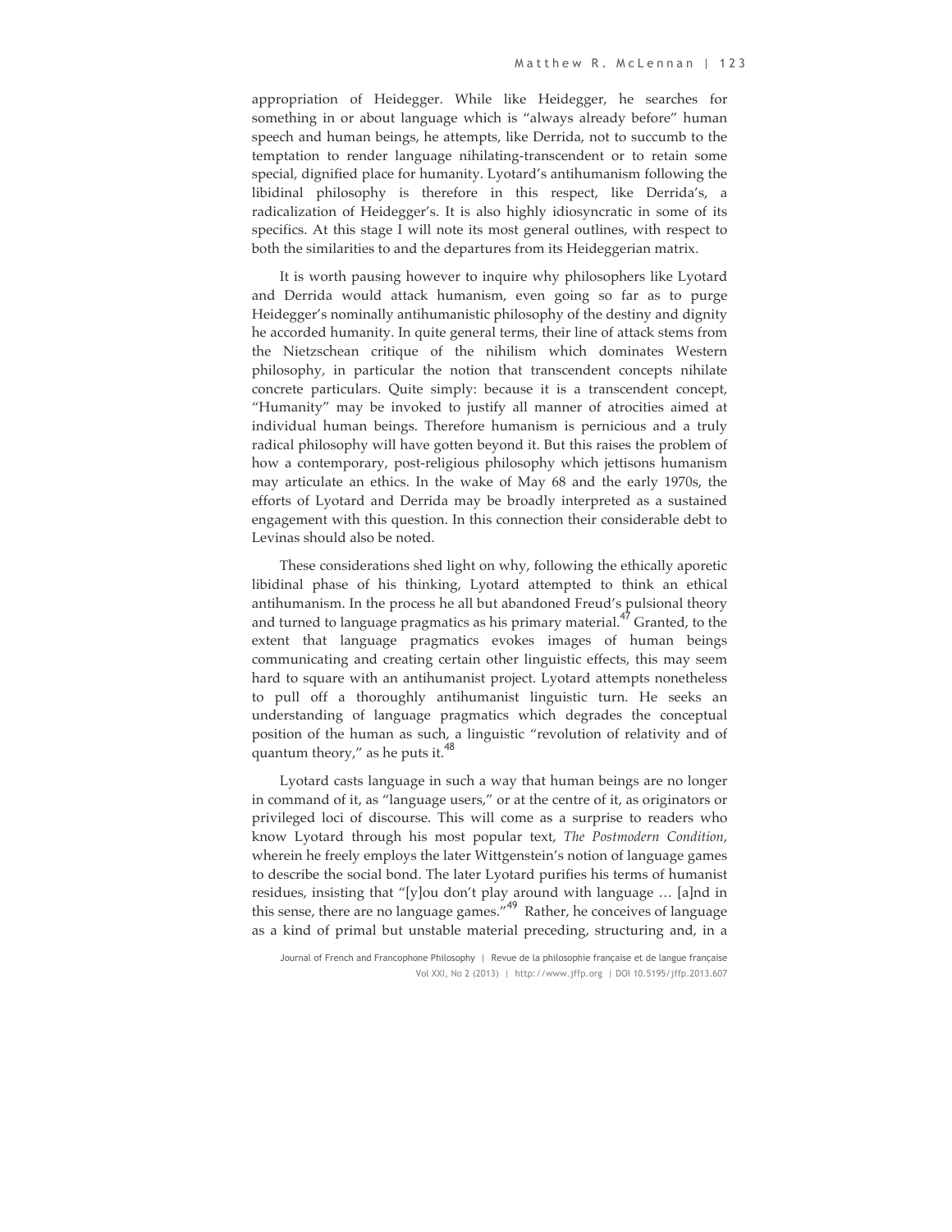appropriation of Heidegger. While like Heidegger, he searches for something in or about language which is "always already before" human speech and human beings, he attempts, like Derrida, not to succumb to the temptation to render language nihilating-transcendent or to retain some special, dignified place for humanity. Lyotard's antihumanism following the libidinal philosophy is therefore in this respect, like Derrida's, a radicalization of Heidegger's. It is also highly idiosyncratic in some of its specifics. At this stage I will note its most general outlines, with respect to both the similarities to and the departures from its Heideggerian matrix.

It is worth pausing however to inquire why philosophers like Lyotard and Derrida would attack humanism, even going so far as to purge Heidegger's nominally antihumanistic philosophy of the destiny and dignity he accorded humanity. In quite general terms, their line of attack stems from the Nietzschean critique of the nihilism which dominates Western philosophy, in particular the notion that transcendent concepts nihilate concrete particulars. Quite simply: because it is a transcendent concept, "Humanity" may be invoked to justify all manner of atrocities aimed at individual human beings. Therefore humanism is pernicious and a truly radical philosophy will have gotten beyond it. But this raises the problem of how a contemporary, post-religious philosophy which jettisons humanism may articulate an ethics. In the wake of May 68 and the early 1970s, the efforts of Lyotard and Derrida may be broadly interpreted as a sustained engagement with this question. In this connection their considerable debt to Levinas should also be noted.

These considerations shed light on why, following the ethically aporetic libidinal phase of his thinking, Lyotard attempted to think an ethical antihumanism. In the process he all but abandoned Freud's pulsional theory and turned to language pragmatics as his primary material.[47] Granted, to the extent that language pragmatics evokes images of human beings communicating and creating certain other linguistic effects, this may seem hard to square with an antihumanist project. Lyotard attempts nonetheless to pull off a thoroughly antihumanist linguistic turn. He seeks an understanding of language pragmatics which degrades the conceptual position of the human as such, a linguistic "revolution of relativity and of quantum theory," as he puts it.[48]

Lyotard casts language in such a way that human beings are no longer in command of it, as "language users," or at the centre of it, as originators or privileged loci of discourse. This will come as a surprise to readers who know Lyotard through his most popular text, *The Postmodern Condition*, wherein he freely employs the later Wittgenstein's notion of language games to describe the social bond. The later Lyotard purifies his terms of humanist residues, insisting that "[y]ou don't play around with language … [a]nd in this sense, there are no language games."[49] Rather, he conceives of language as a kind of primal but unstable material preceding, structuring and, in a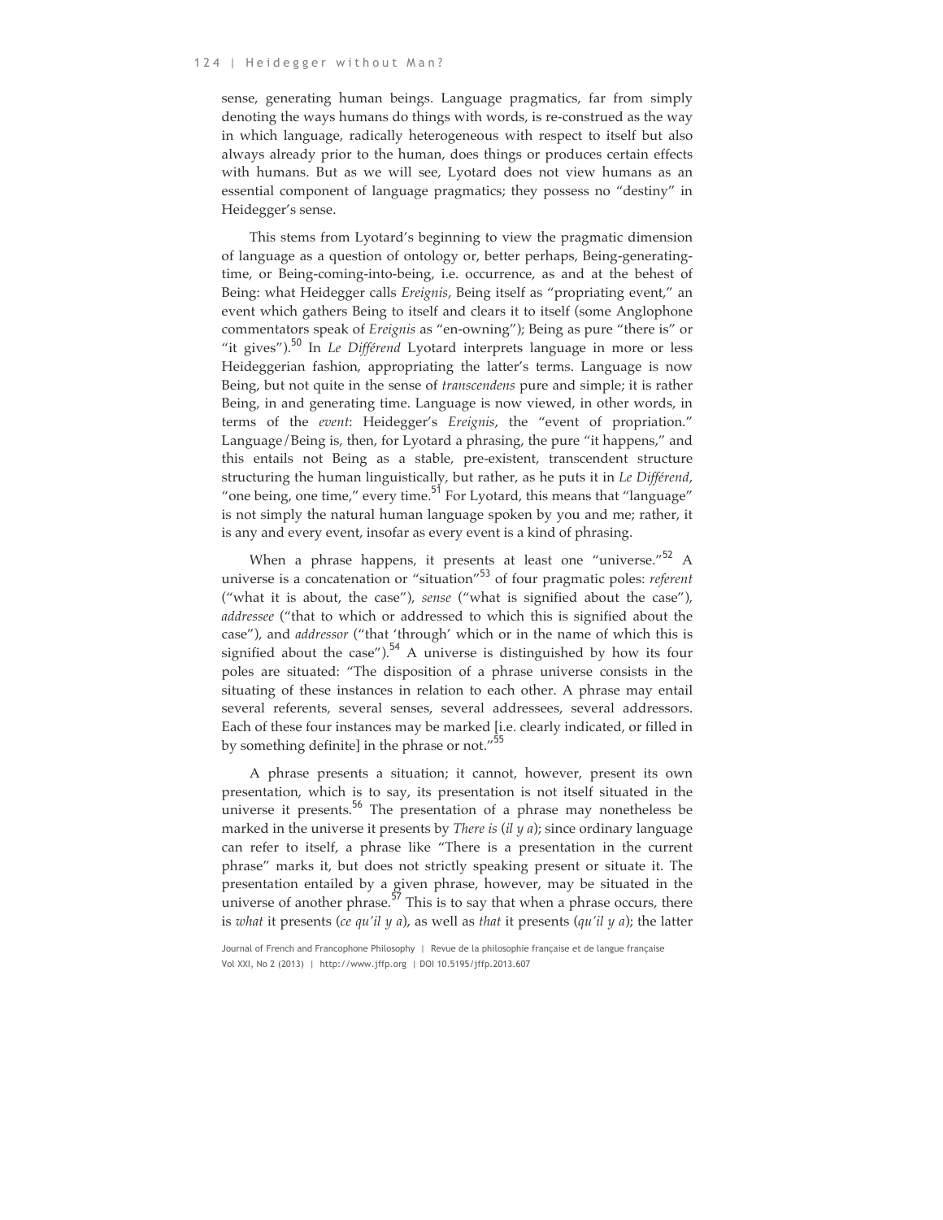sense, generating human beings. Language pragmatics, far from simply denoting the ways humans do things with words, is re-construed as the way in which language, radically heterogeneous with respect to itself but also always already prior to the human, does things or produces certain effects with humans. But as we will see, Lyotard does not view humans as an essential component of language pragmatics; they possess no "destiny" in Heidegger's sense.

This stems from Lyotard's beginning to view the pragmatic dimension of language as a question of ontology or, better perhaps, Being-generating-time, or Being-coming-into-being, i.e. occurrence, as and at the behest of Being: what Heidegger calls *Ereignis*, Being itself as "propriating event," an event which gathers Being to itself and clears it to itself (some Anglophone commentators speak of *Ereignis* as "en-owning"); Being as pure "there is" or "it gives").[50] In *Le Différend* Lyotard interprets language in more or less Heideggerian fashion, appropriating the latter's terms. Language is now Being, but not quite in the sense of *transcendens* pure and simple; it is rather Being, in and generating time. Language is now viewed, in other words, in terms of the *event*: Heidegger's *Ereignis*, the "event of propriation." Language/Being is, then, for Lyotard a phrasing, the pure "it happens," and this entails not Being as a stable, pre-existent, transcendent structure structuring the human linguistically, but rather, as he puts it in *Le Différend*, "one being, one time," every time.[51] For Lyotard, this means that "language" is not simply the natural human language spoken by you and me; rather, it is any and every event, insofar as every event is a kind of phrasing.

When a phrase happens, it presents at least one "universe."[52] A universe is a concatenation or "situation"[53] of four pragmatic poles: *referent* ("what it is about, the case"), *sense* ("what is signified about the case"), *addressee* ("that to which or addressed to which this is signified about the case"), and *addressor* ("that 'through' which or in the name of which this is signified about the case").[54] A universe is distinguished by how its four poles are situated: "The disposition of a phrase universe consists in the situating of these instances in relation to each other. A phrase may entail several referents, several senses, several addressees, several addressors. Each of these four instances may be marked [i.e. clearly indicated, or filled in by something definite] in the phrase or not."[55]

A phrase presents a situation; it cannot, however, present its own presentation, which is to say, its presentation is not itself situated in the universe it presents.[56] The presentation of a phrase may nonetheless be marked in the universe it presents by *There is* (*il y a*); since ordinary language can refer to itself, a phrase like "There is a presentation in the current phrase" marks it, but does not strictly speaking present or situate it. The presentation entailed by a given phrase, however, may be situated in the universe of another phrase.[57] This is to say that when a phrase occurs, there is *what* it presents (*ce qu'il y a*), as well as *that* it presents (*qu'il y a*); the latter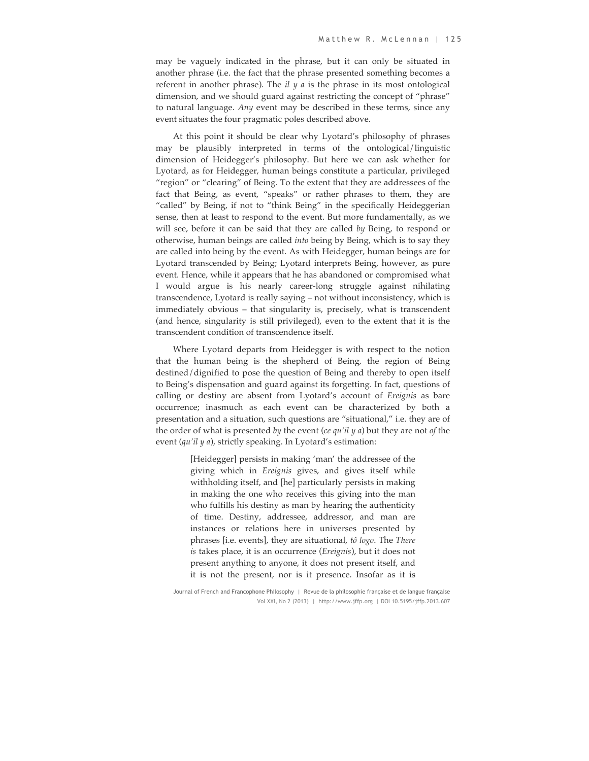may be vaguely indicated in the phrase, but it can only be situated in another phrase (i.e. the fact that the phrase presented something becomes a referent in another phrase). The *il y a* is the phrase in its most ontological dimension, and we should guard against restricting the concept of "phrase" to natural language. *Any* event may be described in these terms, since any event situates the four pragmatic poles described above.

At this point it should be clear why Lyotard's philosophy of phrases may be plausibly interpreted in terms of the ontological/linguistic dimension of Heidegger's philosophy. But here we can ask whether for Lyotard, as for Heidegger, human beings constitute a particular, privileged "region" or "clearing" of Being. To the extent that they are addressees of the fact that Being, as event, "speaks" or rather phrases to them, they are "called" by Being, if not to "think Being" in the specifically Heideggerian sense, then at least to respond to the event. But more fundamentally, as we will see, before it can be said that they are called *by* Being, to respond or otherwise, human beings are called *into* being by Being, which is to say they are called into being by the event. As with Heidegger, human beings are for Lyotard transcended by Being; Lyotard interprets Being, however, as pure event. Hence, while it appears that he has abandoned or compromised what I would argue is his nearly career-long struggle against nihilating transcendence, Lyotard is really saying – not without inconsistency, which is immediately obvious – that singularity is, precisely, what is transcendent (and hence, singularity is still privileged), even to the extent that it is the transcendent condition of transcendence itself.

Where Lyotard departs from Heidegger is with respect to the notion that the human being is the shepherd of Being, the region of Being destined/dignified to pose the question of Being and thereby to open itself to Being's dispensation and guard against its forgetting. In fact, questions of calling or destiny are absent from Lyotard's account of *Ereignis* as bare occurrence; inasmuch as each event can be characterized by both a presentation and a situation, such questions are "situational," i.e. they are of the order of what is presented *by* the event (*ce qu'il y a*) but they are not *of* the event (*qu'il y a*), strictly speaking. In Lyotard's estimation:

> [Heidegger] persists in making 'man' the addressee of the giving which in *Ereignis* gives, and gives itself while withholding itself, and [he] particularly persists in making in making the one who receives this giving into the man who fulfills his destiny as man by hearing the authenticity of time. Destiny, addressee, addressor, and man are instances or relations here in universes presented by phrases [i.e. events], they are situational, *tô logo*. The *There is* takes place, it is an occurrence (*Ereignis*), but it does not present anything to anyone, it does not present itself, and it is not the present, nor is it presence. Insofar as it is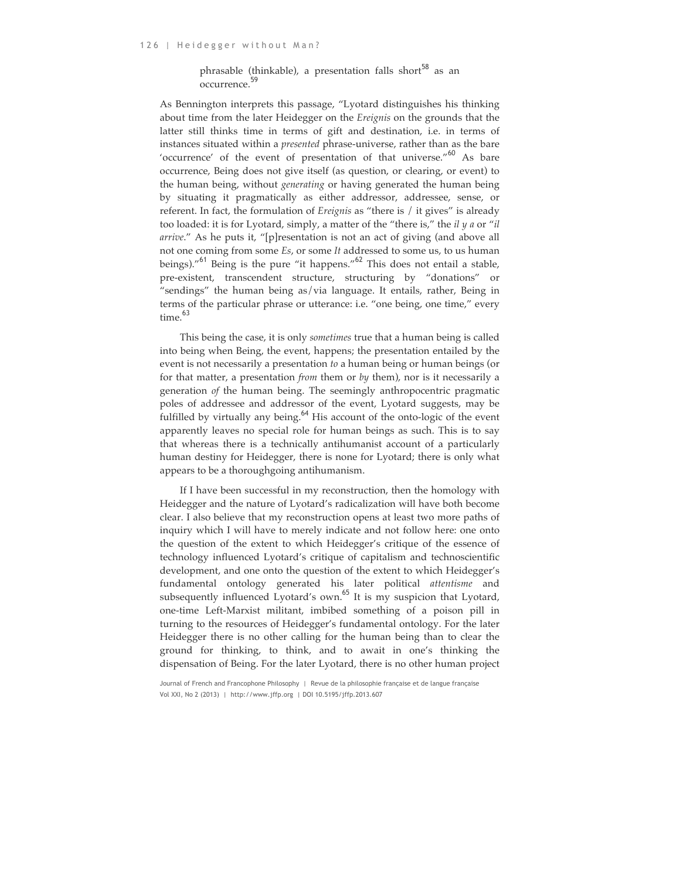> phrasable (thinkable), a presentation falls short[58] as an occurrence.[59]

As Bennington interprets this passage, "Lyotard distinguishes his thinking about time from the later Heidegger on the *Ereignis* on the grounds that the latter still thinks time in terms of gift and destination, i.e. in terms of instances situated within a *presented* phrase-universe, rather than as the bare 'occurrence' of the event of presentation of that universe."[60] As bare occurrence, Being does not give itself (as question, or clearing, or event) to the human being, without *generating* or having generated the human being by situating it pragmatically as either addressor, addressee, sense, or referent. In fact, the formulation of *Ereignis* as "there is / it gives" is already too loaded: it is for Lyotard, simply, a matter of the "there is," the *il y a* or "*il arrive*." As he puts it, "[p]resentation is not an act of giving (and above all not one coming from some *Es*, or some *It* addressed to some us, to us human beings)."[61] Being is the pure "it happens."[62] This does not entail a stable, pre-existent, transcendent structure, structuring by "donations" or "sendings" the human being as/via language. It entails, rather, Being in terms of the particular phrase or utterance: i.e. "one being, one time," every time.[63]

This being the case, it is only *sometimes* true that a human being is called into being when Being, the event, happens; the presentation entailed by the event is not necessarily a presentation *to* a human being or human beings (or for that matter, a presentation *from* them or *by* them), nor is it necessarily a generation *of* the human being. The seemingly anthropocentric pragmatic poles of addressee and addressor of the event, Lyotard suggests, may be fulfilled by virtually any being.[64] His account of the onto-logic of the event apparently leaves no special role for human beings as such. This is to say that whereas there is a technically antihumanist account of a particularly human destiny for Heidegger, there is none for Lyotard; there is only what appears to be a thoroughgoing antihumanism.

If I have been successful in my reconstruction, then the homology with Heidegger and the nature of Lyotard's radicalization will have both become clear. I also believe that my reconstruction opens at least two more paths of inquiry which I will have to merely indicate and not follow here: one onto the question of the extent to which Heidegger's critique of the essence of technology influenced Lyotard's critique of capitalism and technoscientific development, and one onto the question of the extent to which Heidegger's fundamental ontology generated his later political *attentisme* and subsequently influenced Lyotard's own.[65] It is my suspicion that Lyotard, one-time Left-Marxist militant, imbibed something of a poison pill in turning to the resources of Heidegger's fundamental ontology. For the later Heidegger there is no other calling for the human being than to clear the ground for thinking, to think, and to await in one's thinking the dispensation of Being. For the later Lyotard, there is no other human project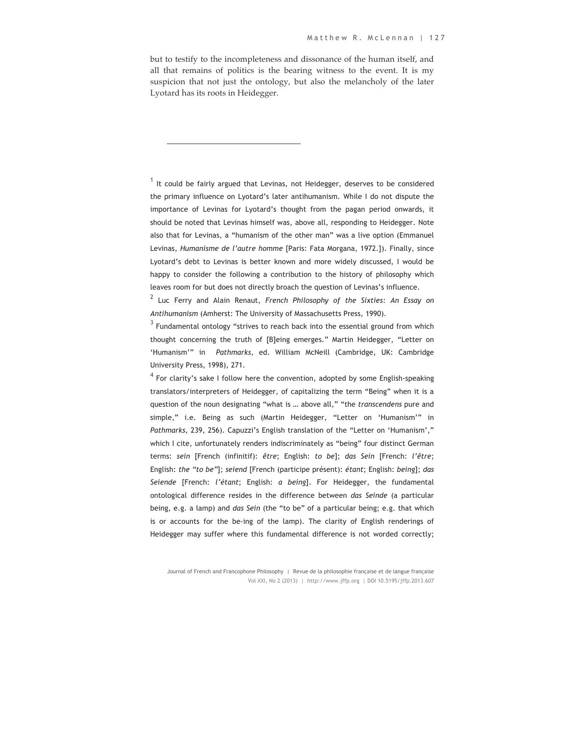but to testify to the incompleteness and dissonance of the human itself, and all that remains of politics is the bearing witness to the event. It is my suspicion that not just the ontology, but also the melancholy of the later Lyotard has its roots in Heidegger.

---

[1] It could be fairly argued that Levinas, not Heidegger, deserves to be considered the primary influence on Lyotard's later antihumanism. While I do not dispute the importance of Levinas for Lyotard's thought from the pagan period onwards, it should be noted that Levinas himself was, above all, responding to Heidegger. Note also that for Levinas, a "humanism of the other man" was a live option (Emmanuel Levinas, *Humanisme de l'autre homme* [Paris: Fata Morgana, 1972.]). Finally, since Lyotard's debt to Levinas is better known and more widely discussed, I would be happy to consider the following a contribution to the history of philosophy which leaves room for but does not directly broach the question of Levinas's influence.

[2] Luc Ferry and Alain Renaut, *French Philosophy of the Sixties: An Essay on Antihumanism* (Amherst: The University of Massachusetts Press, 1990).

[3] Fundamental ontology "strives to reach back into the essential ground from which thought concerning the truth of [B]eing emerges." Martin Heidegger, "Letter on 'Humanism'" in *Pathmarks*, ed. William McNeill (Cambridge, UK: Cambridge University Press, 1998), 271.

[4] For clarity's sake I follow here the convention, adopted by some English-speaking translators/interpreters of Heidegger, of capitalizing the term "Being" when it is a question of the noun designating "what is … above all," "the *transcendens* pure and simple," i.e. Being as such (Martin Heidegger, "Letter on 'Humanism'" in *Pathmarks*, 239, 256). Capuzzi's English translation of the "Letter on 'Humanism'," which I cite, unfortunately renders indiscriminately as "being" four distinct German terms: *sein* [French (infinitif): *être*; English: *to be*]; *das Sein* [French: *l'être*; English: *the "to be"*]; *seiend* [French (participe présent): *étant*; English: *being*]; *das Seiende* [French: *l'étant*; English: *a being*]. For Heidegger, the fundamental ontological difference resides in the difference between *das Seinde* (a particular being, e.g. a lamp) and *das Sein* (the "to be" of a particular being; e.g. that which is or accounts for the be-ing of the lamp). The clarity of English renderings of Heidegger may suffer where this fundamental difference is not worded correctly;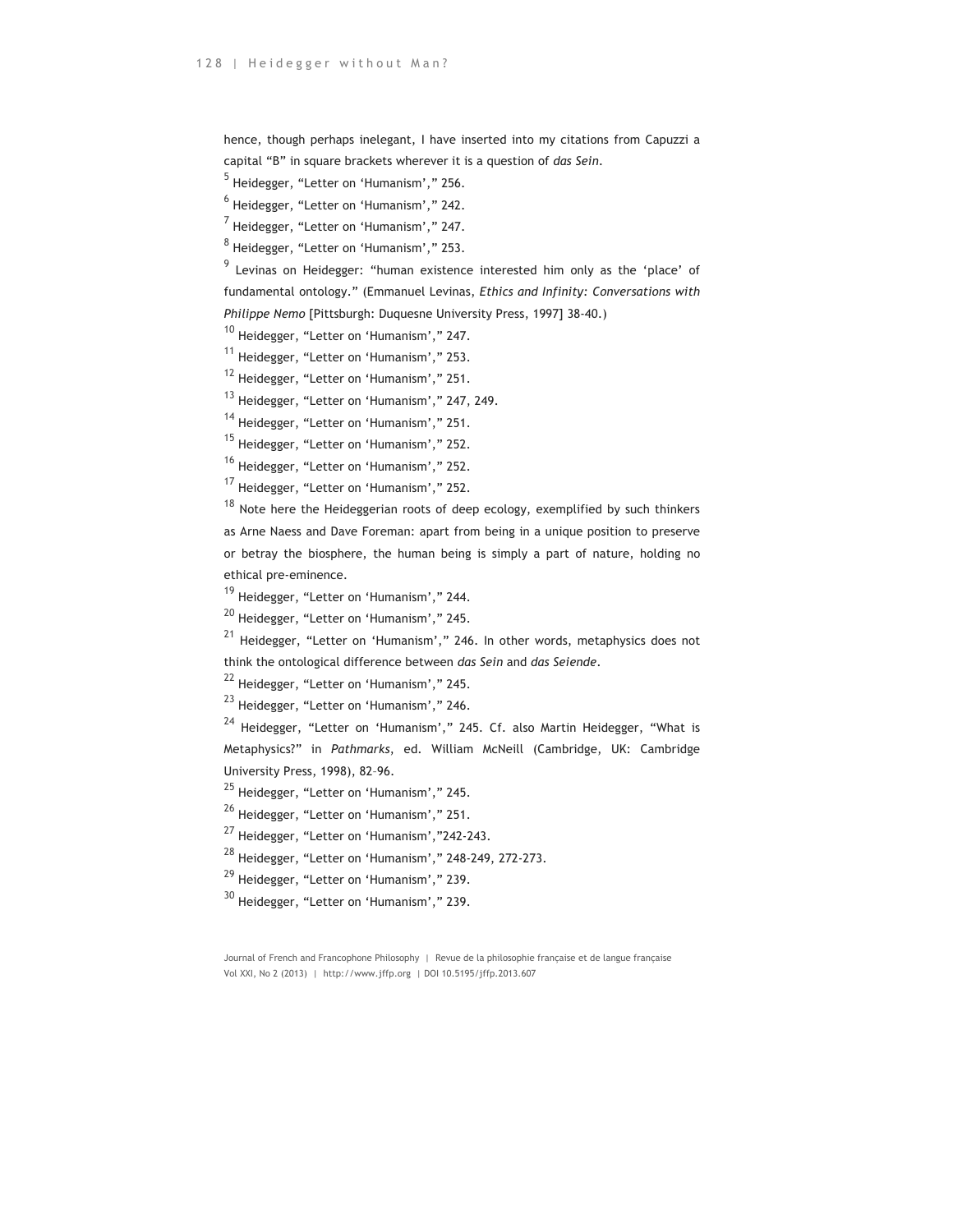hence, though perhaps inelegant, I have inserted into my citations from Capuzzi a capital "B" in square brackets wherever it is a question of *das Sein*.

[5] Heidegger, "Letter on 'Humanism'," 256.

[6] Heidegger, "Letter on 'Humanism'," 242.

[7] Heidegger, "Letter on 'Humanism'," 247.

[8] Heidegger, "Letter on 'Humanism'," 253.

[9] Levinas on Heidegger: "human existence interested him only as the 'place' of fundamental ontology." (Emmanuel Levinas, *Ethics and Infinity: Conversations with Philippe Nemo* [Pittsburgh: Duquesne University Press, 1997] 38-40.)

[10] Heidegger, "Letter on 'Humanism'," 247.

[11] Heidegger, "Letter on 'Humanism'," 253.

[12] Heidegger, "Letter on 'Humanism'," 251.

[13] Heidegger, "Letter on 'Humanism'," 247, 249.

[14] Heidegger, "Letter on 'Humanism'," 251.

[15] Heidegger, "Letter on 'Humanism'," 252.

[16] Heidegger, "Letter on 'Humanism'," 252.

[17] Heidegger, "Letter on 'Humanism'," 252.

[18] Note here the Heideggerian roots of deep ecology, exemplified by such thinkers as Arne Naess and Dave Foreman: apart from being in a unique position to preserve or betray the biosphere, the human being is simply a part of nature, holding no ethical pre-eminence.

[19] Heidegger, "Letter on 'Humanism'," 244.

[20] Heidegger, "Letter on 'Humanism'," 245.

[21] Heidegger, "Letter on 'Humanism'," 246. In other words, metaphysics does not think the ontological difference between *das Sein* and *das Seiende*.

[22] Heidegger, "Letter on 'Humanism'," 245.

[23] Heidegger, "Letter on 'Humanism'," 246.

[24] Heidegger, "Letter on 'Humanism'," 245. Cf. also Martin Heidegger, "What is Metaphysics?" in *Pathmarks*, ed. William McNeill (Cambridge, UK: Cambridge University Press, 1998), 82–96.

[25] Heidegger, "Letter on 'Humanism'," 245.

[26] Heidegger, "Letter on 'Humanism'," 251.

[27] Heidegger, "Letter on 'Humanism',"242-243.

[28] Heidegger, "Letter on 'Humanism'," 248-249, 272-273.

[29] Heidegger, "Letter on 'Humanism'," 239.

[30] Heidegger, "Letter on 'Humanism'," 239.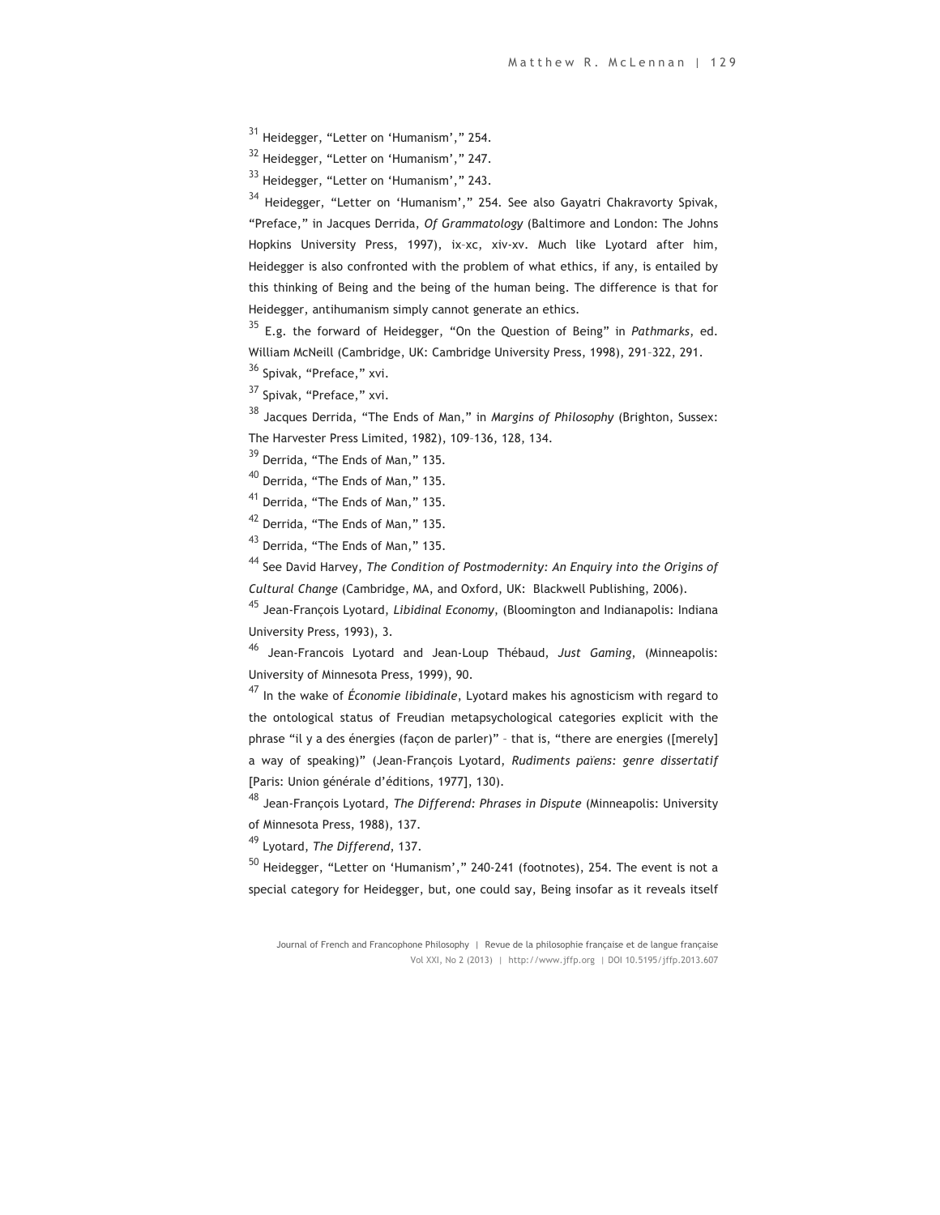[31] Heidegger, "Letter on 'Humanism'," 254.

[32] Heidegger, "Letter on 'Humanism'," 247.

[33] Heidegger, "Letter on 'Humanism'," 243.

[34] Heidegger, "Letter on 'Humanism'," 254. See also Gayatri Chakravorty Spivak, "Preface," in Jacques Derrida, *Of Grammatology* (Baltimore and London: The Johns Hopkins University Press, 1997), ix–xc, xiv-xv. Much like Lyotard after him, Heidegger is also confronted with the problem of what ethics, if any, is entailed by this thinking of Being and the being of the human being. The difference is that for Heidegger, antihumanism simply cannot generate an ethics.

[35] E.g. the forward of Heidegger, "On the Question of Being" in *Pathmarks*, ed. William McNeill (Cambridge, UK: Cambridge University Press, 1998), 291–322, 291.

[36] Spivak, "Preface," xvi.

[37] Spivak, "Preface," xvi.

[38] Jacques Derrida, "The Ends of Man," in *Margins of Philosophy* (Brighton, Sussex: The Harvester Press Limited, 1982), 109–136, 128, 134.

[39] Derrida, "The Ends of Man," 135.

[40] Derrida, "The Ends of Man," 135.

[41] Derrida, "The Ends of Man," 135.

[42] Derrida, "The Ends of Man," 135.

[43] Derrida, "The Ends of Man," 135.

[44] See David Harvey, *The Condition of Postmodernity: An Enquiry into the Origins of Cultural Change* (Cambridge, MA, and Oxford, UK: Blackwell Publishing, 2006).

[45] Jean-François Lyotard, *Libidinal Economy*, (Bloomington and Indianapolis: Indiana University Press, 1993), 3.

[46] Jean-Francois Lyotard and Jean-Loup Thébaud, *Just Gaming*, (Minneapolis: University of Minnesota Press, 1999), 90.

[47] In the wake of *Économie libidinale*, Lyotard makes his agnosticism with regard to the ontological status of Freudian metapsychological categories explicit with the phrase "il y a des énergies (façon de parler)" – that is, "there are energies ([merely] a way of speaking)" (Jean-François Lyotard, *Rudiments païens: genre dissertatif* [Paris: Union générale d'éditions, 1977], 130).

[48] Jean-François Lyotard, *The Differend: Phrases in Dispute* (Minneapolis: University of Minnesota Press, 1988), 137.

[49] Lyotard, *The Differend*, 137.

[50] Heidegger, "Letter on 'Humanism'," 240-241 (footnotes), 254. The event is not a special category for Heidegger, but, one could say, Being insofar as it reveals itself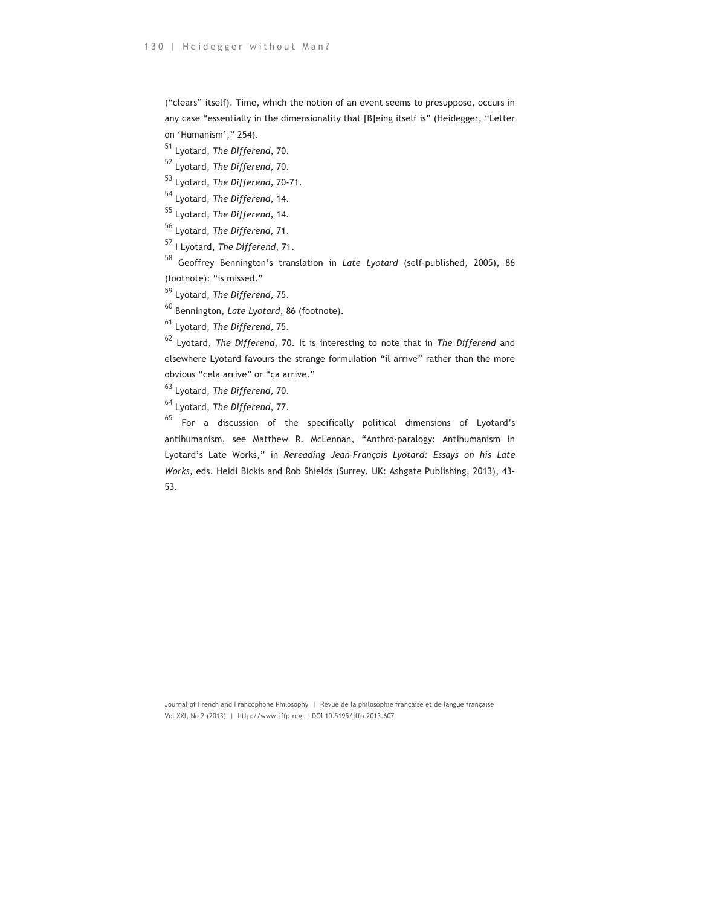("clears" itself). Time, which the notion of an event seems to presuppose, occurs in any case "essentially in the dimensionality that [B]eing itself is" (Heidegger, "Letter on 'Humanism'," 254).

[51] Lyotard, *The Differend*, 70.

[52] Lyotard, *The Differend*, 70.

[53] Lyotard, *The Differend*, 70-71.

[54] Lyotard, *The Differend*, 14.

[55] Lyotard, *The Differend*, 14.

[56] Lyotard, *The Differend*, 71.

[57] I Lyotard, *The Differend*, 71.

[58] Geoffrey Bennington's translation in *Late Lyotard* (self-published, 2005), 86 (footnote): "is missed."

[59] Lyotard, *The Differend*, 75.

[60] Bennington, *Late Lyotard*, 86 (footnote).

[61] Lyotard, *The Differend*, 75.

[62] Lyotard, *The Differend*, 70. It is interesting to note that in *The Differend* and elsewhere Lyotard favours the strange formulation "il arrive" rather than the more obvious "cela arrive" or "ça arrive."

[63] Lyotard, *The Differend*, 70.

[64] Lyotard, *The Differend*, 77.

[65] For a discussion of the specifically political dimensions of Lyotard's antihumanism, see Matthew R. McLennan, "Anthro-paralogy: Antihumanism in Lyotard's Late Works," in *Rereading Jean-François Lyotard: Essays on his Late Works*, eds. Heidi Bickis and Rob Shields (Surrey, UK: Ashgate Publishing, 2013), 43-53.